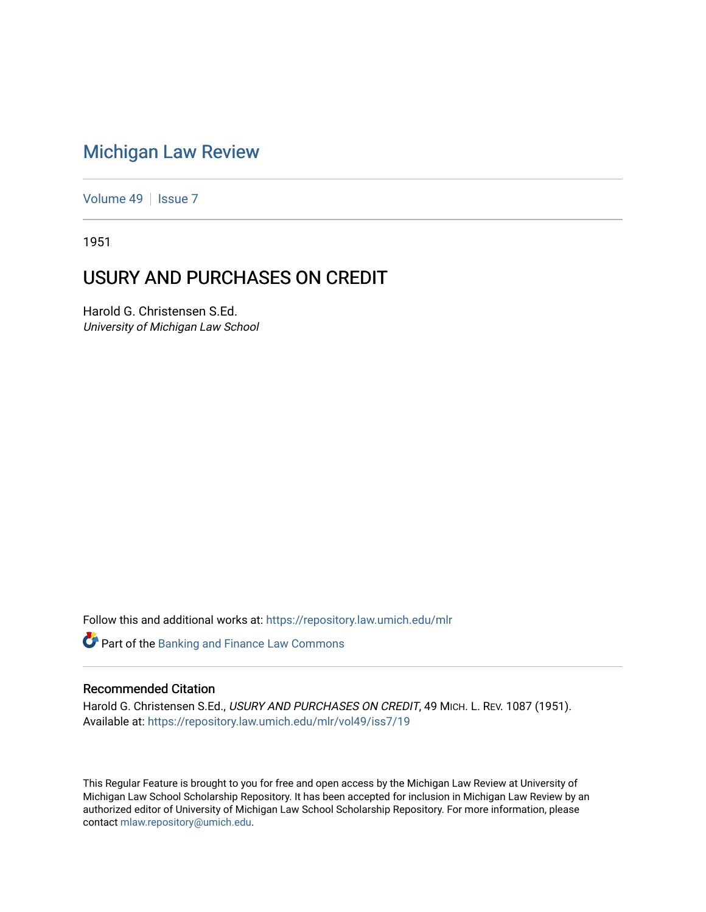# Michigan Law Review

Volume 49 | Issue 7

1951

## USURY AND PURCHASES ON CREDIT

Harold G. Christensen S.Ed.
*University of Michigan Law School*

Follow this and additional works at: https://repository.law.umich.edu/mlr

Part of the Banking and Finance Law Commons

### Recommended Citation

Harold G. Christensen S.Ed., *USURY AND PURCHASES ON CREDIT*, 49 MICH. L. REV. 1087 (1951).
Available at: https://repository.law.umich.edu/mlr/vol49/iss7/19

This Regular Feature is brought to you for free and open access by the Michigan Law Review at University of Michigan Law School Scholarship Repository. It has been accepted for inclusion in Michigan Law Review by an authorized editor of University of Michigan Law School Scholarship Repository. For more information, please contact mlaw.repository@umich.edu.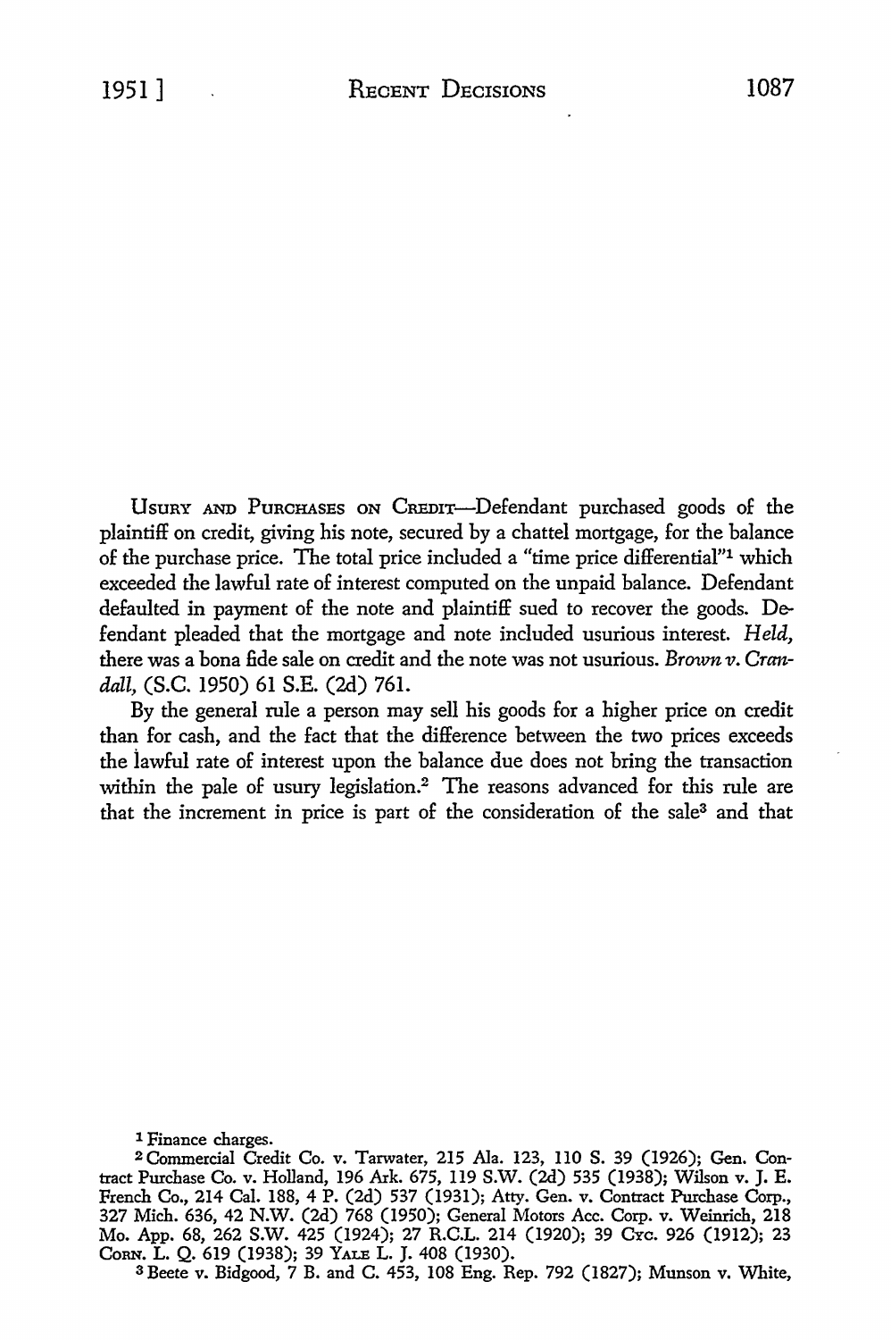USURY AND PURCHASES ON CREDIT—Defendant purchased goods of the plaintiff on credit, giving his note, secured by a chattel mortgage, for the balance of the purchase price. The total price included a "time price differential"[1] which exceeded the lawful rate of interest computed on the unpaid balance. Defendant defaulted in payment of the note and plaintiff sued to recover the goods. Defendant pleaded that the mortgage and note included usurious interest. *Held,* there was a bona fide sale on credit and the note was not usurious. *Brown v. Crandall,* (S.C. 1950) 61 S.E. (2d) 761.

By the general rule a person may sell his goods for a higher price on credit than for cash, and the fact that the difference between the two prices exceeds the lawful rate of interest upon the balance due does not bring the transaction within the pale of usury legislation.[2] The reasons advanced for this rule are that the increment in price is part of the consideration of the sale[3] and that

[1] Finance charges.

[2] Commercial Credit Co. v. Tarwater, 215 Ala. 123, 110 S. 39 (1926); Gen. Contract Purchase Co. v. Holland, 196 Ark. 675, 119 S.W. (2d) 535 (1938); Wilson v. J. E. French Co., 214 Cal. 188, 4 P. (2d) 537 (1931); Atty. Gen. v. Contract Purchase Corp., 327 Mich. 636, 42 N.W. (2d) 768 (1950); General Motors Acc. Corp. v. Weinrich, 218 Mo. App. 68, 262 S.W. 425 (1924); 27 R.C.L. 214 (1920); 39 Cyc. 926 (1912); 23 Corn. L. Q. 619 (1938); 39 Yale L. J. 408 (1930).

[3] Beete v. Bidgood, 7 B. and C. 453, 108 Eng. Rep. 792 (1827); Munson v. White,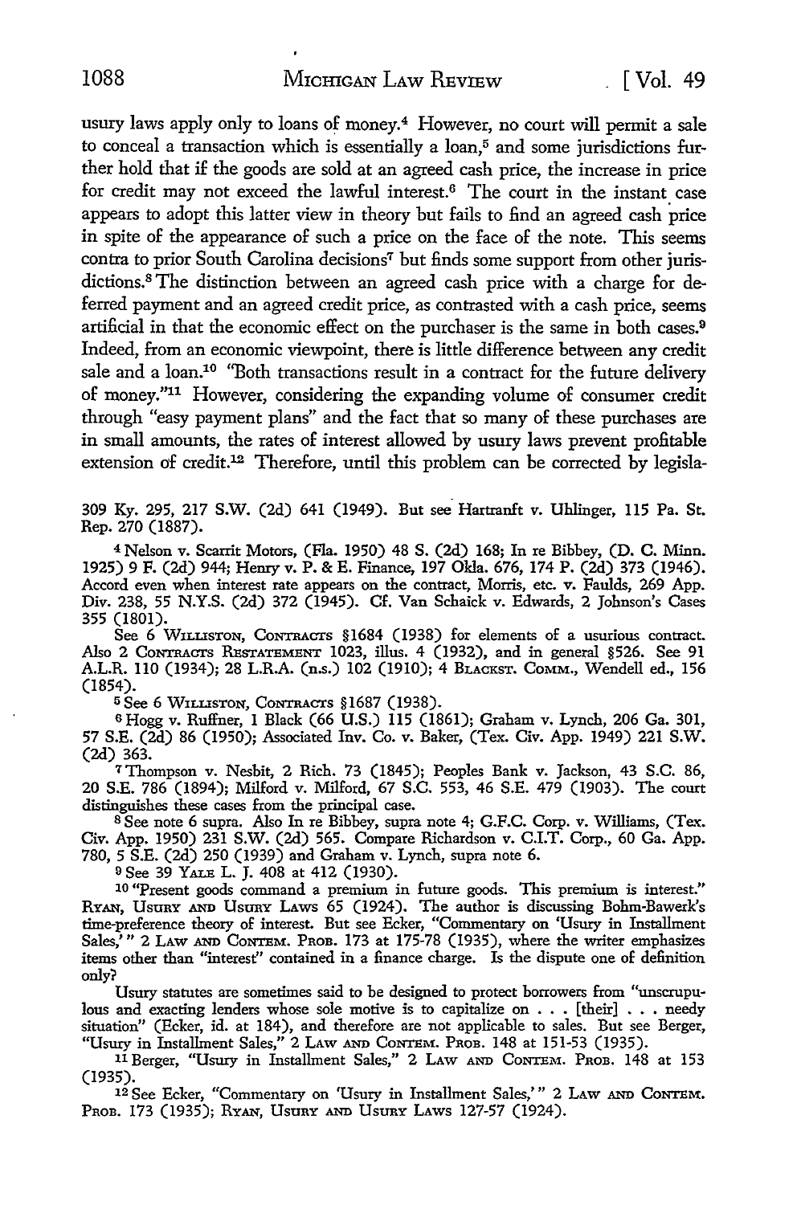usury laws apply only to loans of money.[4] However, no court will permit a sale to conceal a transaction which is essentially a loan,[5] and some jurisdictions further hold that if the goods are sold at an agreed cash price, the increase in price for credit may not exceed the lawful interest.[6] The court in the instant case appears to adopt this latter view in theory but fails to find an agreed cash price in spite of the appearance of such a price on the face of the note. This seems contra to prior South Carolina decisions[7] but finds some support from other jurisdictions.[8] The distinction between an agreed cash price with a charge for deferred payment and an agreed credit price, as contrasted with a cash price, seems artificial in that the economic effect on the purchaser is the same in both cases.[9] Indeed, from an economic viewpoint, there is little difference between any credit sale and a loan.[10] "Both transactions result in a contract for the future delivery of money."[11] However, considering the expanding volume of consumer credit through "easy payment plans" and the fact that so many of these purchases are in small amounts, the rates of interest allowed by usury laws prevent profitable extension of credit.[12] Therefore, until this problem can be corrected by legisla-

309 Ky. 295, 217 S.W. (2d) 641 (1949). But see Hartranft v. Uhlinger, 115 Pa. St. Rep. 270 (1887).

[4] Nelson v. Scarrit Motors, (Fla. 1950) 48 S. (2d) 168; In re Bibbey, (D. C. Minn. 1925) 9 F. (2d) 944; Henry v. P. & E. Finance, 197 Okla. 676, 174 P. (2d) 373 (1946). Accord even when interest rate appears on the contract, Morris, etc. v. Faulds, 269 App. Div. 238, 55 N.Y.S. (2d) 372 (1945). Cf. Van Schaick v. Edwards, 2 Johnson's Cases 355 (1801).

See 6 WILLISTON, CONTRACTS §1684 (1938) for elements of a usurious contract. Also 2 CONTRACTS RESTATEMENT 1023, illus. 4 (1932), and in general §526. See 91 A.L.R. 110 (1934); 28 L.R.A. (n.s.) 102 (1910); 4 BLACKST. COMM., Wendell ed., 156 (1854).

[5] See 6 WILLISTON, CONTRACTS §1687 (1938).

[6] Hogg v. Ruffner, 1 Black (66 U.S.) 115 (1861); Graham v. Lynch, 206 Ga. 301, 57 S.E. (2d) 86 (1950); Associated Inv. Co. v. Baker, (Tex. Civ. App. 1949) 221 S.W. (2d) 363.

[7] Thompson v. Nesbit, 2 Rich. 73 (1845); Peoples Bank v. Jackson, 43 S.C. 86, 20 S.E. 786 (1894); Milford v. Milford, 67 S.C. 553, 46 S.E. 479 (1903). The court distinguishes these cases from the principal case.

[8] See note 6 supra. Also In re Bibbey, supra note 4; G.F.C. Corp. v. Williams, (Tex. Civ. App. 1950) 231 S.W. (2d) 565. Compare Richardson v. C.I.T. Corp., 60 Ga. App. 780, 5 S.E. (2d) 250 (1939) and Graham v. Lynch, supra note 6.

[9] See 39 YALE L. J. 408 at 412 (1930).

[10] "Present goods command a premium in future goods. This premium is interest." RYAN, USURY AND USURY LAWS 65 (1924). The author is discussing Bohm-Bawerk's time-preference theory of interest. But see Ecker, "Commentary on 'Usury in Installment Sales,'" 2 LAW AND CONTEM. PROB. 173 at 175-78 (1935), where the writer emphasizes items other than "interest" contained in a finance charge. Is the dispute one of definition only?

Usury statutes are sometimes said to be designed to protect borrowers from "unscrupulous and exacting lenders whose sole motive is to capitalize on . . . [their] . . . needy situation" (Ecker, id. at 184), and therefore are not applicable to sales. But see Berger, "Usury in Installment Sales," 2 LAW AND CONTEM. PROB. 148 at 151-53 (1935).

[11] Berger, "Usury in Installment Sales," 2 LAW AND CONTEM. PROB. 148 at 153 (1935).

[12] See Ecker, "Commentary on 'Usury in Installment Sales,'" 2 LAW AND CONTEM. PROB. 173 (1935); RYAN, USURY AND USURY LAWS 127-57 (1924).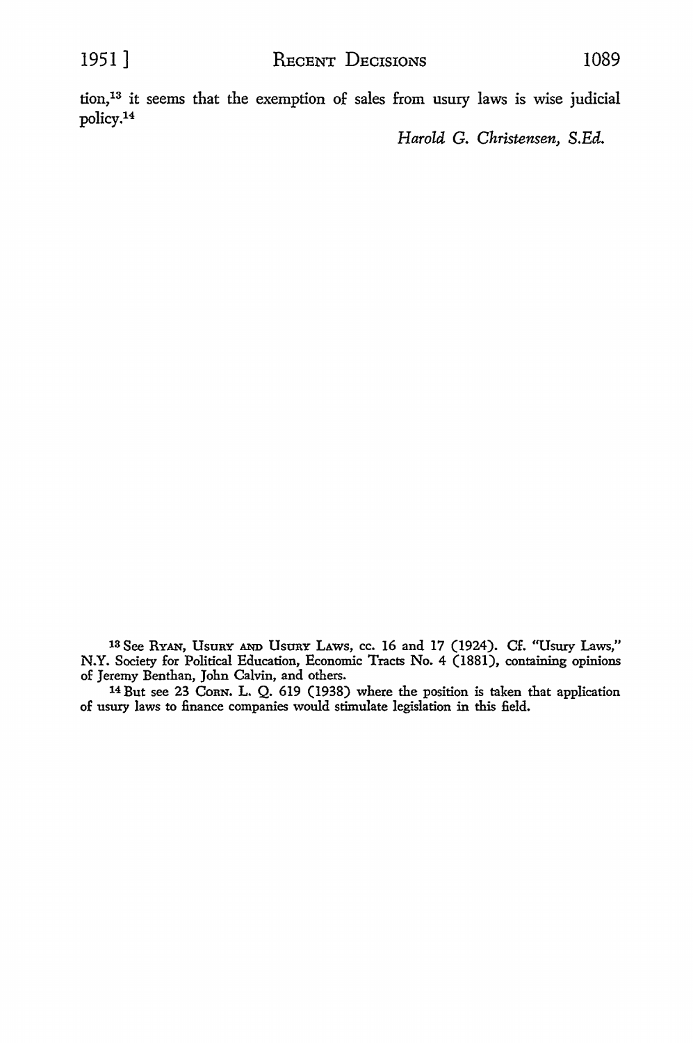tion,[13] it seems that the exemption of sales from usury laws is wise judicial policy.[14]

*Harold G. Christensen, S.Ed.*

[13] See RYAN, USURY AND USURY LAWS, cc. 16 and 17 (1924). Cf. "Usury Laws," N.Y. Society for Political Education, Economic Tracts No. 4 (1881), containing opinions of Jeremy Benthan, John Calvin, and others.

[14] But see 23 CORN. L. Q. 619 (1938) where the position is taken that application of usury laws to finance companies would stimulate legislation in this field.